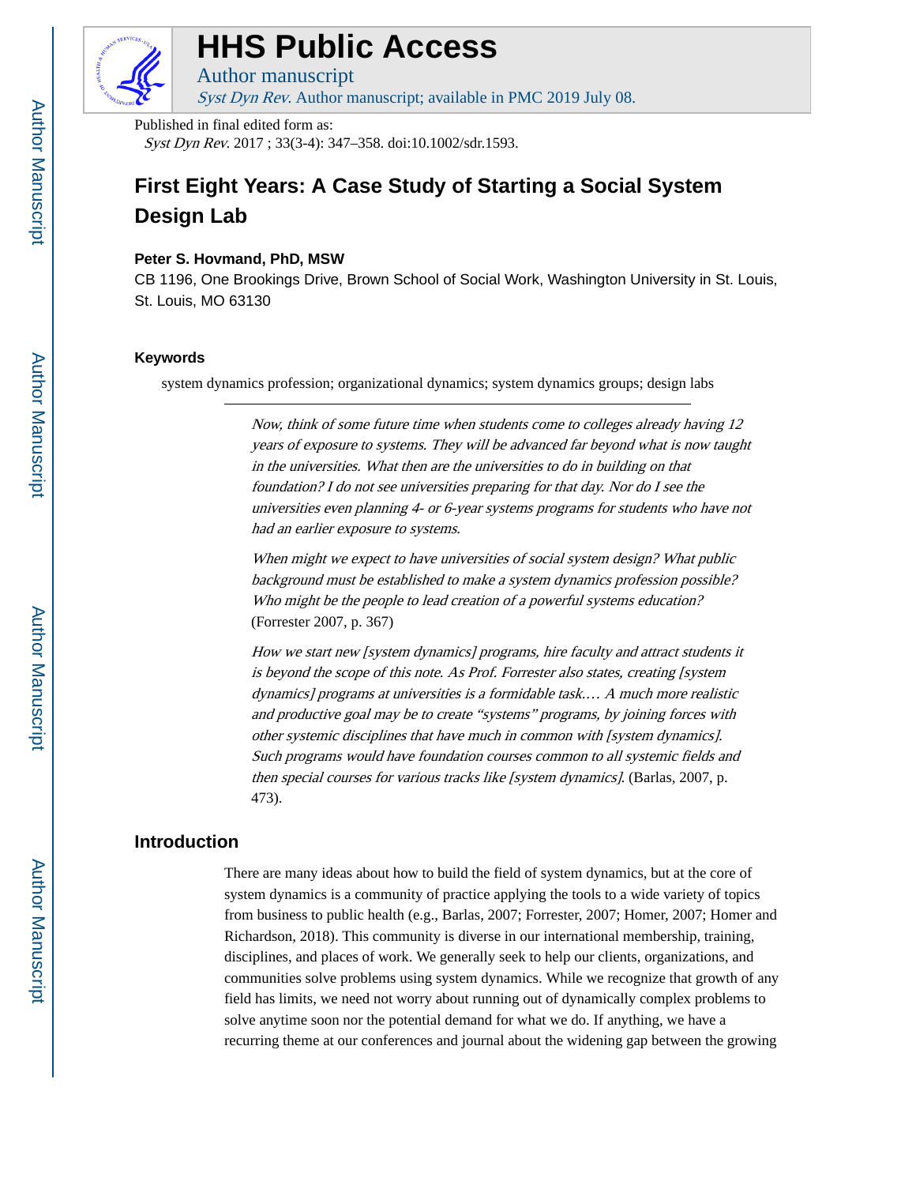Published in final edited form as:

*Syst Dyn Rev*. 2017 ; 33(3-4): 347–358. doi:10.1002/sdr.1593.

# First Eight Years: A Case Study of Starting a Social System Design Lab

**Peter S. Hovmand, PhD, MSW**

CB 1196, One Brookings Drive, Brown School of Social Work, Washington University in St. Louis, St. Louis, MO 63130

### Keywords

system dynamics profession; organizational dynamics; system dynamics groups; design labs

> *Now, think of some future time when students come to colleges already having 12 years of exposure to systems. They will be advanced far beyond what is now taught in the universities. What then are the universities to do in building on that foundation? I do not see universities preparing for that day. Nor do I see the universities even planning 4- or 6-year systems programs for students who have not had an earlier exposure to systems.*
>
> *When might we expect to have universities of social system design? What public background must be established to make a system dynamics profession possible? Who might be the people to lead creation of a powerful systems education?* (Forrester 2007, p. 367)
>
> *How we start new [system dynamics] programs, hire faculty and attract students it is beyond the scope of this note. As Prof. Forrester also states, creating [system dynamics] programs at universities is a formidable task.… A much more realistic and productive goal may be to create "systems" programs, by joining forces with other systemic disciplines that have much in common with [system dynamics]. Such programs would have foundation courses common to all systemic fields and then special courses for various tracks like [system dynamics]*. (Barlas, 2007, p. 473).

## Introduction

There are many ideas about how to build the field of system dynamics, but at the core of system dynamics is a community of practice applying the tools to a wide variety of topics from business to public health (e.g., Barlas, 2007; Forrester, 2007; Homer, 2007; Homer and Richardson, 2018). This community is diverse in our international membership, training, disciplines, and places of work. We generally seek to help our clients, organizations, and communities solve problems using system dynamics. While we recognize that growth of any field has limits, we need not worry about running out of dynamically complex problems to solve anytime soon nor the potential demand for what we do. If anything, we have a recurring theme at our conferences and journal about the widening gap between the growing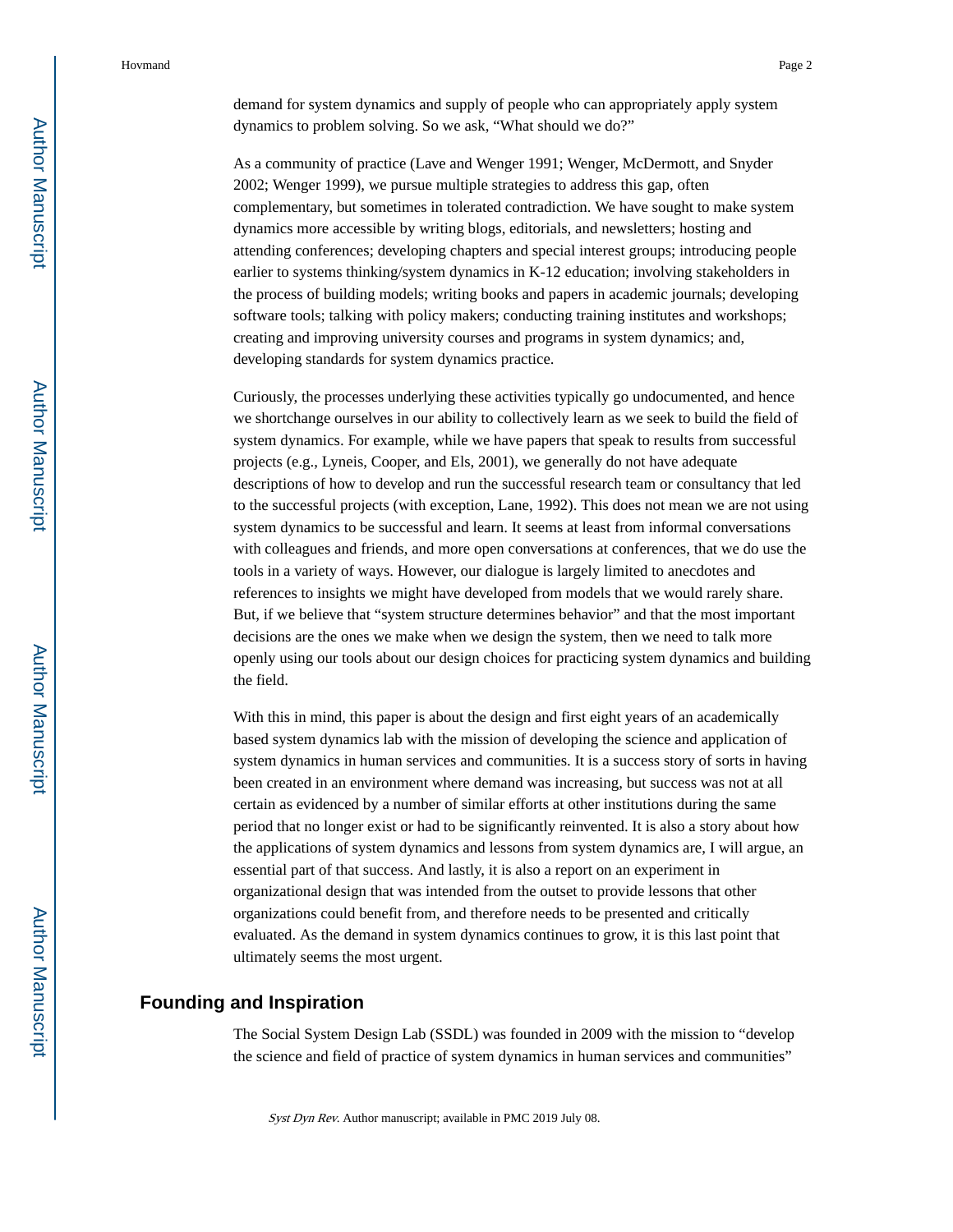demand for system dynamics and supply of people who can appropriately apply system dynamics to problem solving. So we ask, "What should we do?"

As a community of practice (Lave and Wenger 1991; Wenger, McDermott, and Snyder 2002; Wenger 1999), we pursue multiple strategies to address this gap, often complementary, but sometimes in tolerated contradiction. We have sought to make system dynamics more accessible by writing blogs, editorials, and newsletters; hosting and attending conferences; developing chapters and special interest groups; introducing people earlier to systems thinking/system dynamics in K-12 education; involving stakeholders in the process of building models; writing books and papers in academic journals; developing software tools; talking with policy makers; conducting training institutes and workshops; creating and improving university courses and programs in system dynamics; and, developing standards for system dynamics practice.

Curiously, the processes underlying these activities typically go undocumented, and hence we shortchange ourselves in our ability to collectively learn as we seek to build the field of system dynamics. For example, while we have papers that speak to results from successful projects (e.g., Lyneis, Cooper, and Els, 2001), we generally do not have adequate descriptions of how to develop and run the successful research team or consultancy that led to the successful projects (with exception, Lane, 1992). This does not mean we are not using system dynamics to be successful and learn. It seems at least from informal conversations with colleagues and friends, and more open conversations at conferences, that we do use the tools in a variety of ways. However, our dialogue is largely limited to anecdotes and references to insights we might have developed from models that we would rarely share. But, if we believe that "system structure determines behavior" and that the most important decisions are the ones we make when we design the system, then we need to talk more openly using our tools about our design choices for practicing system dynamics and building the field.

With this in mind, this paper is about the design and first eight years of an academically based system dynamics lab with the mission of developing the science and application of system dynamics in human services and communities. It is a success story of sorts in having been created in an environment where demand was increasing, but success was not at all certain as evidenced by a number of similar efforts at other institutions during the same period that no longer exist or had to be significantly reinvented. It is also a story about how the applications of system dynamics and lessons from system dynamics are, I will argue, an essential part of that success. And lastly, it is also a report on an experiment in organizational design that was intended from the outset to provide lessons that other organizations could benefit from, and therefore needs to be presented and critically evaluated. As the demand in system dynamics continues to grow, it is this last point that ultimately seems the most urgent.

## Founding and Inspiration

The Social System Design Lab (SSDL) was founded in 2009 with the mission to "develop the science and field of practice of system dynamics in human services and communities"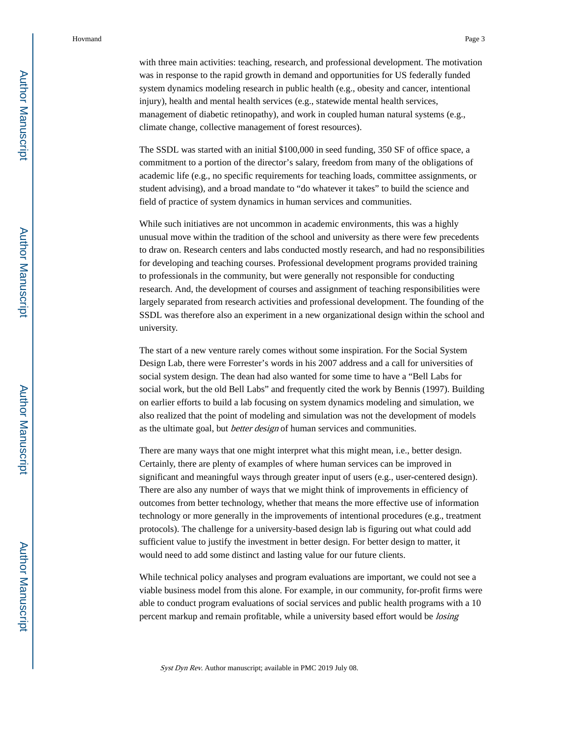with three main activities: teaching, research, and professional development. The motivation was in response to the rapid growth in demand and opportunities for US federally funded system dynamics modeling research in public health (e.g., obesity and cancer, intentional injury), health and mental health services (e.g., statewide mental health services, management of diabetic retinopathy), and work in coupled human natural systems (e.g., climate change, collective management of forest resources).

The SSDL was started with an initial $100,000 in seed funding, 350 SF of office space, a commitment to a portion of the director's salary, freedom from many of the obligations of academic life (e.g., no specific requirements for teaching loads, committee assignments, or student advising), and a broad mandate to "do whatever it takes" to build the science and field of practice of system dynamics in human services and communities.

While such initiatives are not uncommon in academic environments, this was a highly unusual move within the tradition of the school and university as there were few precedents to draw on. Research centers and labs conducted mostly research, and had no responsibilities for developing and teaching courses. Professional development programs provided training to professionals in the community, but were generally not responsible for conducting research. And, the development of courses and assignment of teaching responsibilities were largely separated from research activities and professional development. The founding of the SSDL was therefore also an experiment in a new organizational design within the school and university.

The start of a new venture rarely comes without some inspiration. For the Social System Design Lab, there were Forrester's words in his 2007 address and a call for universities of social system design. The dean had also wanted for some time to have a "Bell Labs for social work, but the old Bell Labs" and frequently cited the work by Bennis (1997). Building on earlier efforts to build a lab focusing on system dynamics modeling and simulation, we also realized that the point of modeling and simulation was not the development of models as the ultimate goal, but *better design* of human services and communities.

There are many ways that one might interpret what this might mean, i.e., better design. Certainly, there are plenty of examples of where human services can be improved in significant and meaningful ways through greater input of users (e.g., user-centered design). There are also any number of ways that we might think of improvements in efficiency of outcomes from better technology, whether that means the more effective use of information technology or more generally in the improvements of intentional procedures (e.g., treatment protocols). The challenge for a university-based design lab is figuring out what could add sufficient value to justify the investment in better design. For better design to matter, it would need to add some distinct and lasting value for our future clients.

While technical policy analyses and program evaluations are important, we could not see a viable business model from this alone. For example, in our community, for-profit firms were able to conduct program evaluations of social services and public health programs with a 10 percent markup and remain profitable, while a university based effort would be *losing*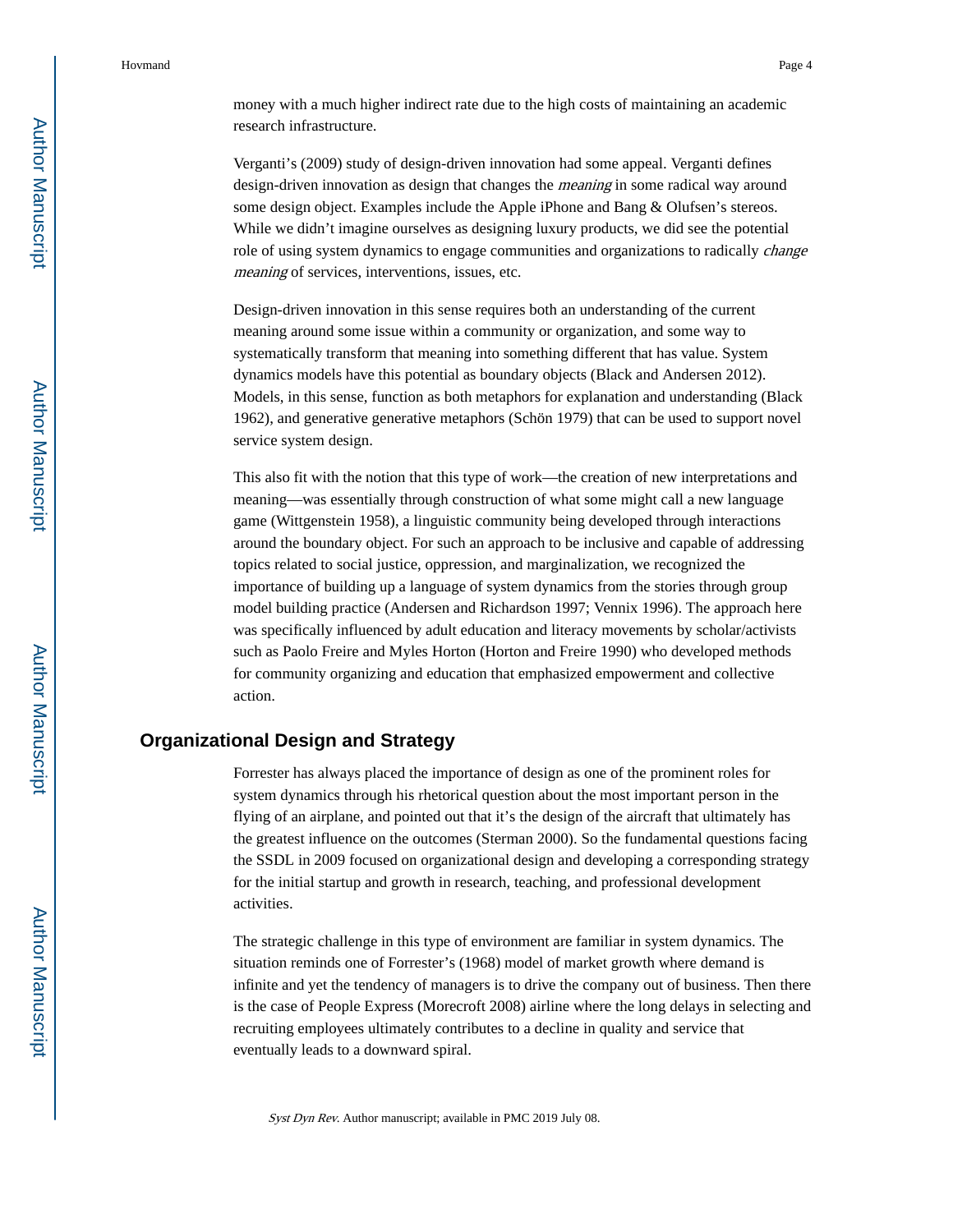money with a much higher indirect rate due to the high costs of maintaining an academic research infrastructure.

Verganti's (2009) study of design-driven innovation had some appeal. Verganti defines design-driven innovation as design that changes the *meaning* in some radical way around some design object. Examples include the Apple iPhone and Bang & Olufsen's stereos. While we didn't imagine ourselves as designing luxury products, we did see the potential role of using system dynamics to engage communities and organizations to radically *change meaning* of services, interventions, issues, etc.

Design-driven innovation in this sense requires both an understanding of the current meaning around some issue within a community or organization, and some way to systematically transform that meaning into something different that has value. System dynamics models have this potential as boundary objects (Black and Andersen 2012). Models, in this sense, function as both metaphors for explanation and understanding (Black 1962), and generative generative metaphors (Schön 1979) that can be used to support novel service system design.

This also fit with the notion that this type of work—the creation of new interpretations and meaning—was essentially through construction of what some might call a new language game (Wittgenstein 1958), a linguistic community being developed through interactions around the boundary object. For such an approach to be inclusive and capable of addressing topics related to social justice, oppression, and marginalization, we recognized the importance of building up a language of system dynamics from the stories through group model building practice (Andersen and Richardson 1997; Vennix 1996). The approach here was specifically influenced by adult education and literacy movements by scholar/activists such as Paolo Freire and Myles Horton (Horton and Freire 1990) who developed methods for community organizing and education that emphasized empowerment and collective action.

## Organizational Design and Strategy

Forrester has always placed the importance of design as one of the prominent roles for system dynamics through his rhetorical question about the most important person in the flying of an airplane, and pointed out that it's the design of the aircraft that ultimately has the greatest influence on the outcomes (Sterman 2000). So the fundamental questions facing the SSDL in 2009 focused on organizational design and developing a corresponding strategy for the initial startup and growth in research, teaching, and professional development activities.

The strategic challenge in this type of environment are familiar in system dynamics. The situation reminds one of Forrester's (1968) model of market growth where demand is infinite and yet the tendency of managers is to drive the company out of business. Then there is the case of People Express (Morecroft 2008) airline where the long delays in selecting and recruiting employees ultimately contributes to a decline in quality and service that eventually leads to a downward spiral.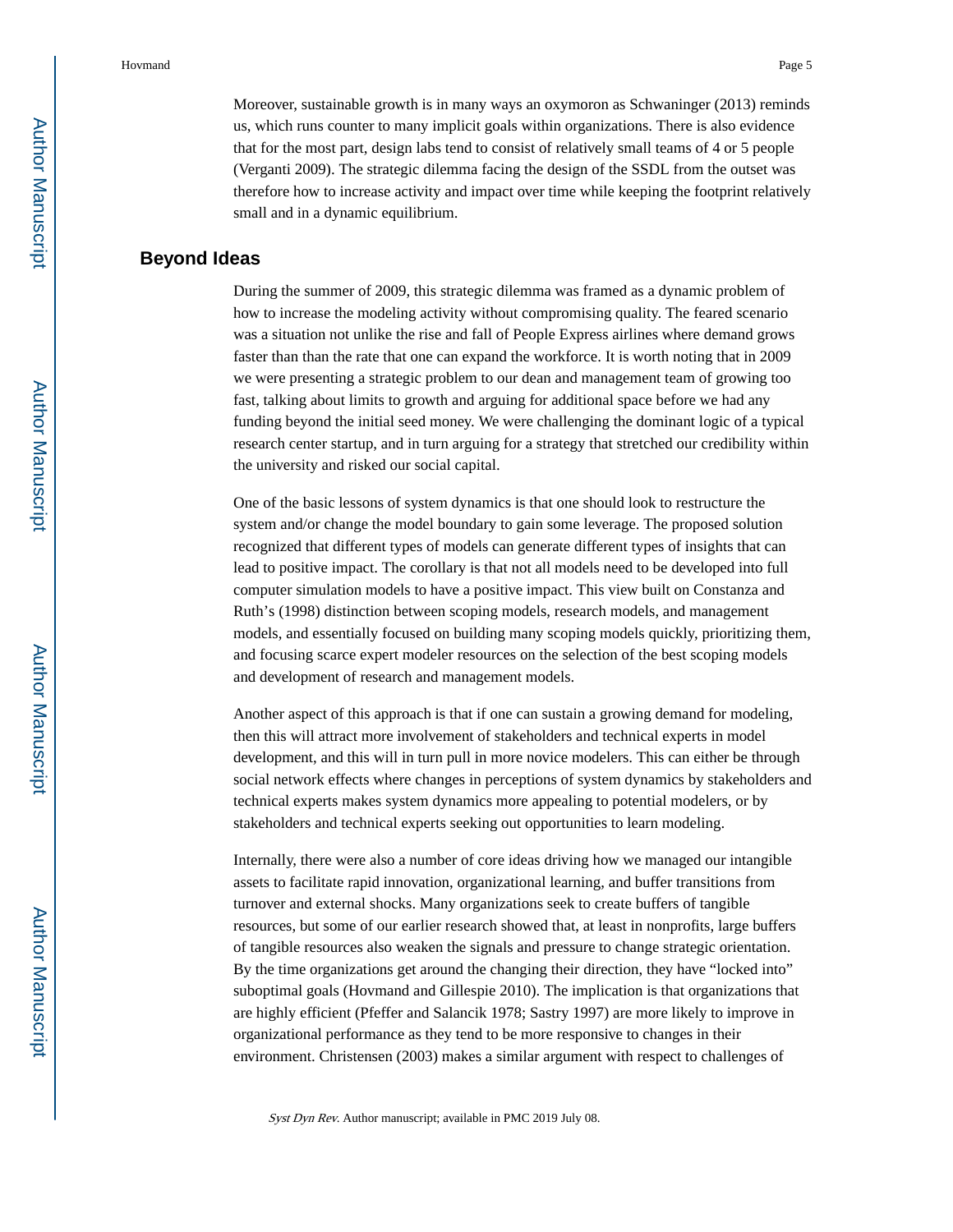Moreover, sustainable growth is in many ways an oxymoron as Schwaninger (2013) reminds us, which runs counter to many implicit goals within organizations. There is also evidence that for the most part, design labs tend to consist of relatively small teams of 4 or 5 people (Verganti 2009). The strategic dilemma facing the design of the SSDL from the outset was therefore how to increase activity and impact over time while keeping the footprint relatively small and in a dynamic equilibrium.

## Beyond Ideas

During the summer of 2009, this strategic dilemma was framed as a dynamic problem of how to increase the modeling activity without compromising quality. The feared scenario was a situation not unlike the rise and fall of People Express airlines where demand grows faster than than the rate that one can expand the workforce. It is worth noting that in 2009 we were presenting a strategic problem to our dean and management team of growing too fast, talking about limits to growth and arguing for additional space before we had any funding beyond the initial seed money. We were challenging the dominant logic of a typical research center startup, and in turn arguing for a strategy that stretched our credibility within the university and risked our social capital.

One of the basic lessons of system dynamics is that one should look to restructure the system and/or change the model boundary to gain some leverage. The proposed solution recognized that different types of models can generate different types of insights that can lead to positive impact. The corollary is that not all models need to be developed into full computer simulation models to have a positive impact. This view built on Constanza and Ruth's (1998) distinction between scoping models, research models, and management models, and essentially focused on building many scoping models quickly, prioritizing them, and focusing scarce expert modeler resources on the selection of the best scoping models and development of research and management models.

Another aspect of this approach is that if one can sustain a growing demand for modeling, then this will attract more involvement of stakeholders and technical experts in model development, and this will in turn pull in more novice modelers. This can either be through social network effects where changes in perceptions of system dynamics by stakeholders and technical experts makes system dynamics more appealing to potential modelers, or by stakeholders and technical experts seeking out opportunities to learn modeling.

Internally, there were also a number of core ideas driving how we managed our intangible assets to facilitate rapid innovation, organizational learning, and buffer transitions from turnover and external shocks. Many organizations seek to create buffers of tangible resources, but some of our earlier research showed that, at least in nonprofits, large buffers of tangible resources also weaken the signals and pressure to change strategic orientation. By the time organizations get around the changing their direction, they have "locked into" suboptimal goals (Hovmand and Gillespie 2010). The implication is that organizations that are highly efficient (Pfeffer and Salancik 1978; Sastry 1997) are more likely to improve in organizational performance as they tend to be more responsive to changes in their environment. Christensen (2003) makes a similar argument with respect to challenges of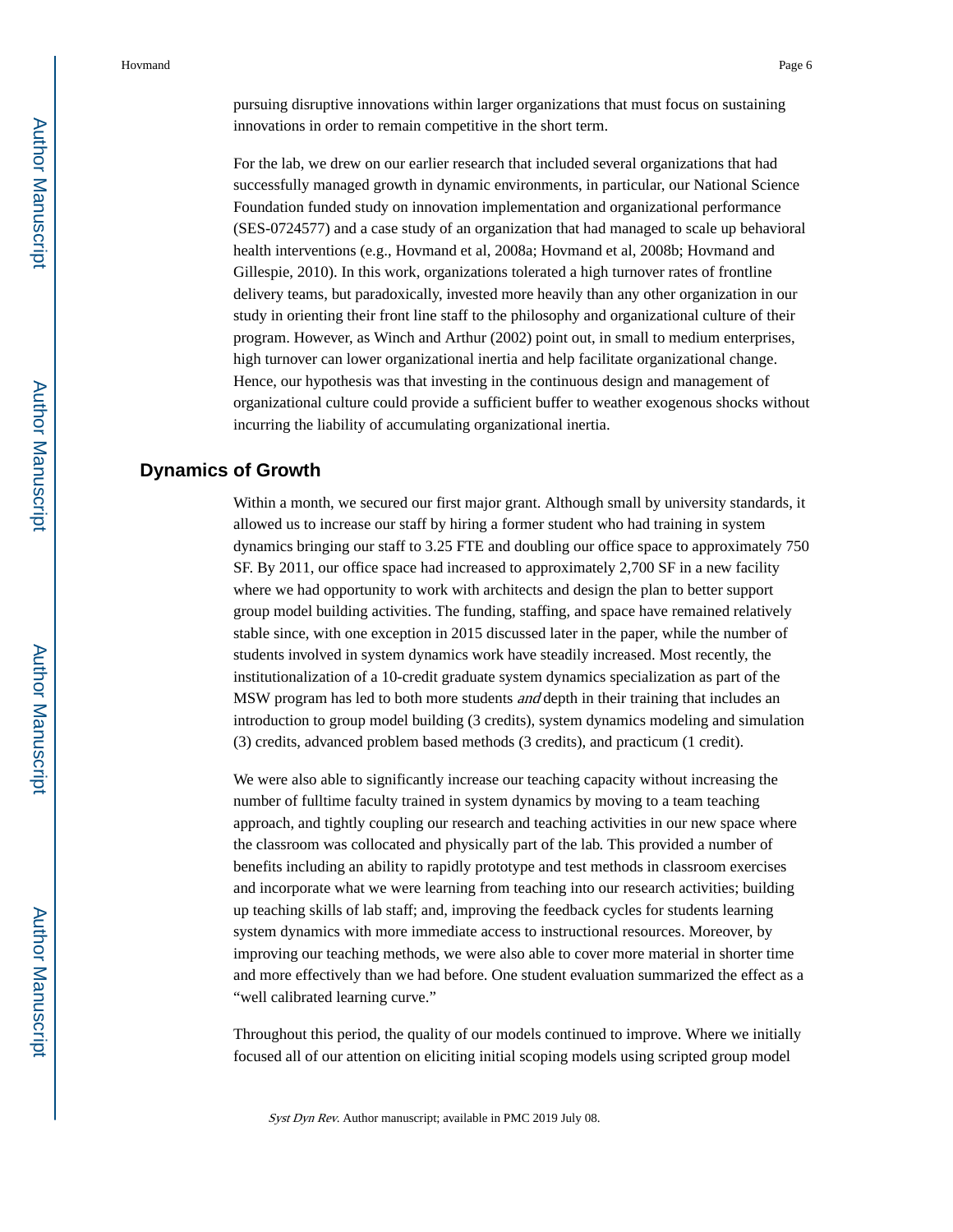pursuing disruptive innovations within larger organizations that must focus on sustaining innovations in order to remain competitive in the short term.

For the lab, we drew on our earlier research that included several organizations that had successfully managed growth in dynamic environments, in particular, our National Science Foundation funded study on innovation implementation and organizational performance (SES-0724577) and a case study of an organization that had managed to scale up behavioral health interventions (e.g., Hovmand et al, 2008a; Hovmand et al, 2008b; Hovmand and Gillespie, 2010). In this work, organizations tolerated a high turnover rates of frontline delivery teams, but paradoxically, invested more heavily than any other organization in our study in orienting their front line staff to the philosophy and organizational culture of their program. However, as Winch and Arthur (2002) point out, in small to medium enterprises, high turnover can lower organizational inertia and help facilitate organizational change. Hence, our hypothesis was that investing in the continuous design and management of organizational culture could provide a sufficient buffer to weather exogenous shocks without incurring the liability of accumulating organizational inertia.

## Dynamics of Growth

Within a month, we secured our first major grant. Although small by university standards, it allowed us to increase our staff by hiring a former student who had training in system dynamics bringing our staff to 3.25 FTE and doubling our office space to approximately 750 SF. By 2011, our office space had increased to approximately 2,700 SF in a new facility where we had opportunity to work with architects and design the plan to better support group model building activities. The funding, staffing, and space have remained relatively stable since, with one exception in 2015 discussed later in the paper, while the number of students involved in system dynamics work have steadily increased. Most recently, the institutionalization of a 10-credit graduate system dynamics specialization as part of the MSW program has led to both more students *and* depth in their training that includes an introduction to group model building (3 credits), system dynamics modeling and simulation (3) credits, advanced problem based methods (3 credits), and practicum (1 credit).

We were also able to significantly increase our teaching capacity without increasing the number of fulltime faculty trained in system dynamics by moving to a team teaching approach, and tightly coupling our research and teaching activities in our new space where the classroom was collocated and physically part of the lab. This provided a number of benefits including an ability to rapidly prototype and test methods in classroom exercises and incorporate what we were learning from teaching into our research activities; building up teaching skills of lab staff; and, improving the feedback cycles for students learning system dynamics with more immediate access to instructional resources. Moreover, by improving our teaching methods, we were also able to cover more material in shorter time and more effectively than we had before. One student evaluation summarized the effect as a "well calibrated learning curve."

Throughout this period, the quality of our models continued to improve. Where we initially focused all of our attention on eliciting initial scoping models using scripted group model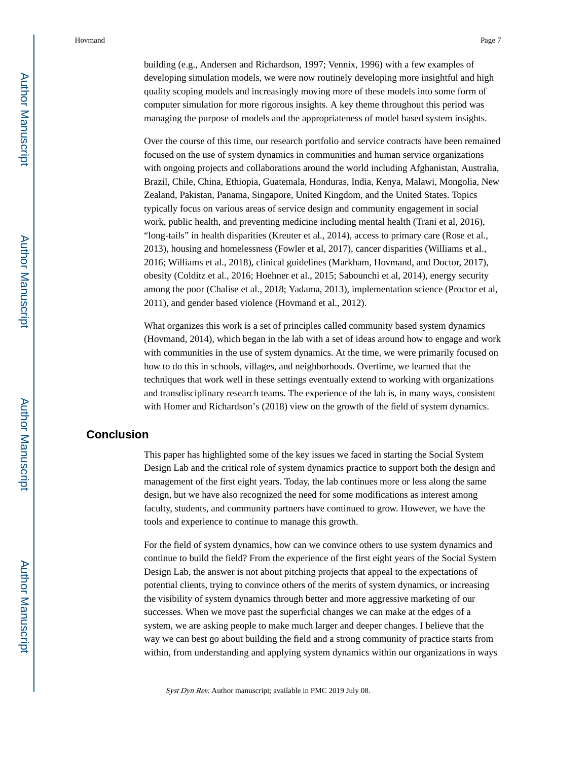building (e.g., Andersen and Richardson, 1997; Vennix, 1996) with a few examples of developing simulation models, we were now routinely developing more insightful and high quality scoping models and increasingly moving more of these models into some form of computer simulation for more rigorous insights. A key theme throughout this period was managing the purpose of models and the appropriateness of model based system insights.

Over the course of this time, our research portfolio and service contracts have been remained focused on the use of system dynamics in communities and human service organizations with ongoing projects and collaborations around the world including Afghanistan, Australia, Brazil, Chile, China, Ethiopia, Guatemala, Honduras, India, Kenya, Malawi, Mongolia, New Zealand, Pakistan, Panama, Singapore, United Kingdom, and the United States. Topics typically focus on various areas of service design and community engagement in social work, public health, and preventing medicine including mental health (Trani et al, 2016), "long-tails" in health disparities (Kreuter et al., 2014), access to primary care (Rose et al., 2013), housing and homelessness (Fowler et al, 2017), cancer disparities (Williams et al., 2016; Williams et al., 2018), clinical guidelines (Markham, Hovmand, and Doctor, 2017), obesity (Colditz et al., 2016; Hoehner et al., 2015; Sabounchi et al, 2014), energy security among the poor (Chalise et al., 2018; Yadama, 2013), implementation science (Proctor et al, 2011), and gender based violence (Hovmand et al., 2012).

What organizes this work is a set of principles called community based system dynamics (Hovmand, 2014), which began in the lab with a set of ideas around how to engage and work with communities in the use of system dynamics. At the time, we were primarily focused on how to do this in schools, villages, and neighborhoods. Overtime, we learned that the techniques that work well in these settings eventually extend to working with organizations and transdisciplinary research teams. The experience of the lab is, in many ways, consistent with Homer and Richardson's (2018) view on the growth of the field of system dynamics.

## Conclusion

This paper has highlighted some of the key issues we faced in starting the Social System Design Lab and the critical role of system dynamics practice to support both the design and management of the first eight years. Today, the lab continues more or less along the same design, but we have also recognized the need for some modifications as interest among faculty, students, and community partners have continued to grow. However, we have the tools and experience to continue to manage this growth.

For the field of system dynamics, how can we convince others to use system dynamics and continue to build the field? From the experience of the first eight years of the Social System Design Lab, the answer is not about pitching projects that appeal to the expectations of potential clients, trying to convince others of the merits of system dynamics, or increasing the visibility of system dynamics through better and more aggressive marketing of our successes. When we move past the superficial changes we can make at the edges of a system, we are asking people to make much larger and deeper changes. I believe that the way we can best go about building the field and a strong community of practice starts from within, from understanding and applying system dynamics within our organizations in ways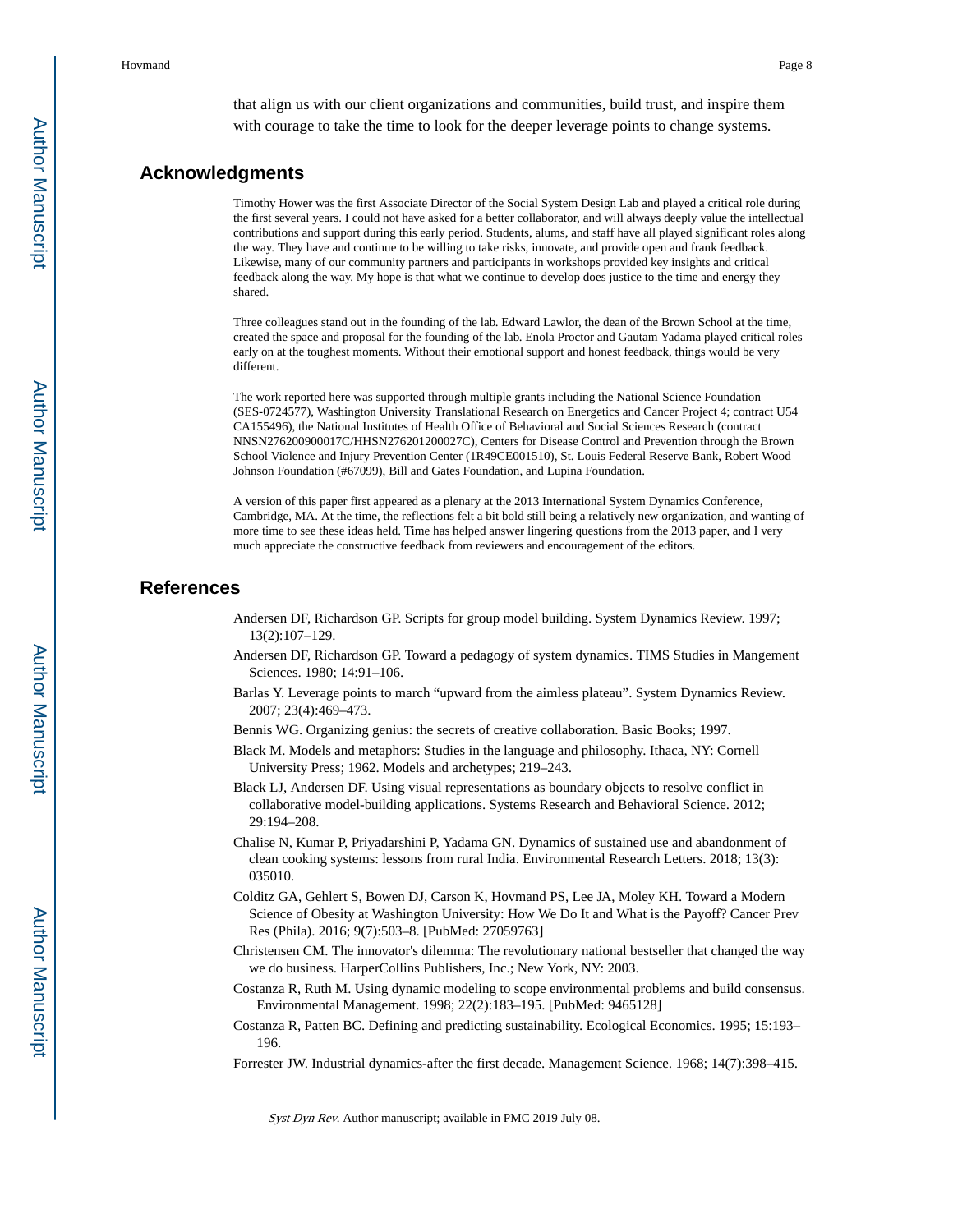that align us with our client organizations and communities, build trust, and inspire them with courage to take the time to look for the deeper leverage points to change systems.

## Acknowledgments

Timothy Hower was the first Associate Director of the Social System Design Lab and played a critical role during the first several years. I could not have asked for a better collaborator, and will always deeply value the intellectual contributions and support during this early period. Students, alums, and staff have all played significant roles along the way. They have and continue to be willing to take risks, innovate, and provide open and frank feedback. Likewise, many of our community partners and participants in workshops provided key insights and critical feedback along the way. My hope is that what we continue to develop does justice to the time and energy they shared.

Three colleagues stand out in the founding of the lab. Edward Lawlor, the dean of the Brown School at the time, created the space and proposal for the founding of the lab. Enola Proctor and Gautam Yadama played critical roles early on at the toughest moments. Without their emotional support and honest feedback, things would be very different.

The work reported here was supported through multiple grants including the National Science Foundation (SES-0724577), Washington University Translational Research on Energetics and Cancer Project 4; contract U54 CA155496), the National Institutes of Health Office of Behavioral and Social Sciences Research (contract NNSN276200900017C/HHSN276201200027C), Centers for Disease Control and Prevention through the Brown School Violence and Injury Prevention Center (1R49CE001510), St. Louis Federal Reserve Bank, Robert Wood Johnson Foundation (#67099), Bill and Gates Foundation, and Lupina Foundation.

A version of this paper first appeared as a plenary at the 2013 International System Dynamics Conference, Cambridge, MA. At the time, the reflections felt a bit bold still being a relatively new organization, and wanting of more time to see these ideas held. Time has helped answer lingering questions from the 2013 paper, and I very much appreciate the constructive feedback from reviewers and encouragement of the editors.

## References

Andersen DF, Richardson GP. Scripts for group model building. System Dynamics Review. 1997; 13(2):107–129.

Andersen DF, Richardson GP. Toward a pedagogy of system dynamics. TIMS Studies in Mangement Sciences. 1980; 14:91–106.

Barlas Y. Leverage points to march "upward from the aimless plateau". System Dynamics Review. 2007; 23(4):469–473.

Bennis WG. Organizing genius: the secrets of creative collaboration. Basic Books; 1997.

Black M. Models and metaphors: Studies in the language and philosophy. Ithaca, NY: Cornell University Press; 1962. Models and archetypes; 219–243.

Black LJ, Andersen DF. Using visual representations as boundary objects to resolve conflict in collaborative model-building applications. Systems Research and Behavioral Science. 2012; 29:194–208.

Chalise N, Kumar P, Priyadarshini P, Yadama GN. Dynamics of sustained use and abandonment of clean cooking systems: lessons from rural India. Environmental Research Letters. 2018; 13(3): 035010.

Colditz GA, Gehlert S, Bowen DJ, Carson K, Hovmand PS, Lee JA, Moley KH. Toward a Modern Science of Obesity at Washington University: How We Do It and What is the Payoff? Cancer Prev Res (Phila). 2016; 9(7):503–8. [PubMed: 27059763]

Christensen CM. The innovator's dilemma: The revolutionary national bestseller that changed the way we do business. HarperCollins Publishers, Inc.; New York, NY: 2003.

Costanza R, Ruth M. Using dynamic modeling to scope environmental problems and build consensus. Environmental Management. 1998; 22(2):183–195. [PubMed: 9465128]

Costanza R, Patten BC. Defining and predicting sustainability. Ecological Economics. 1995; 15:193–196.

Forrester JW. Industrial dynamics-after the first decade. Management Science. 1968; 14(7):398–415.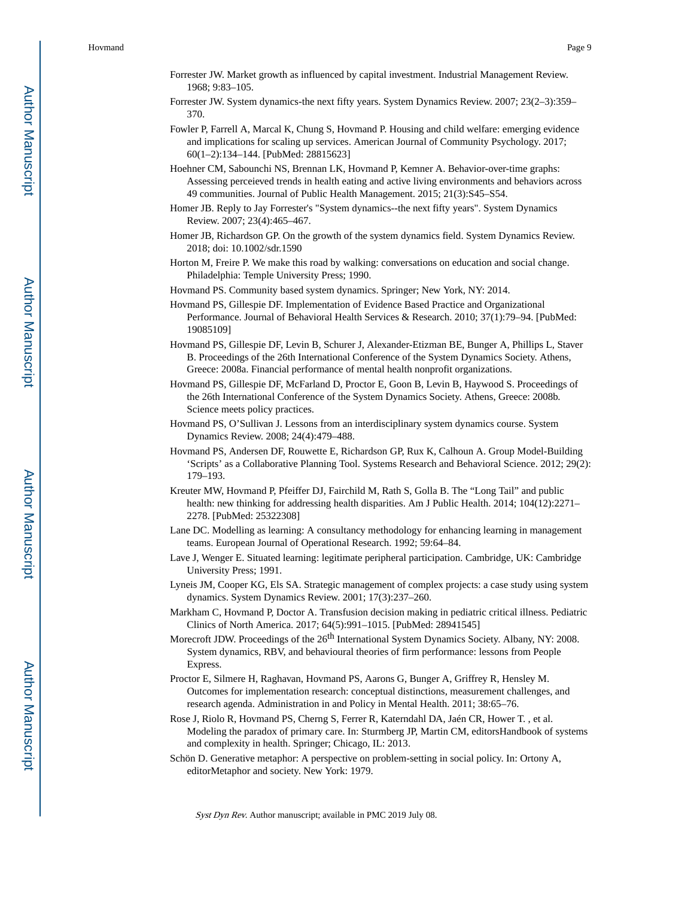Forrester JW. Market growth as influenced by capital investment. Industrial Management Review. 1968; 9:83–105.

Forrester JW. System dynamics-the next fifty years. System Dynamics Review. 2007; 23(2–3):359–370.

Fowler P, Farrell A, Marcal K, Chung S, Hovmand P. Housing and child welfare: emerging evidence and implications for scaling up services. American Journal of Community Psychology. 2017; 60(1–2):134–144. [PubMed: 28815623]

Hoehner CM, Sabounchi NS, Brennan LK, Hovmand P, Kemner A. Behavior-over-time graphs: Assessing perceieved trends in health eating and active living environments and behaviors across 49 communities. Journal of Public Health Management. 2015; 21(3):S45–S54.

Homer JB. Reply to Jay Forrester's "System dynamics--the next fifty years". System Dynamics Review. 2007; 23(4):465–467.

Homer JB, Richardson GP. On the growth of the system dynamics field. System Dynamics Review. 2018; doi: 10.1002/sdr.1590

Horton M, Freire P. We make this road by walking: conversations on education and social change. Philadelphia: Temple University Press; 1990.

Hovmand PS. Community based system dynamics. Springer; New York, NY: 2014.

Hovmand PS, Gillespie DF. Implementation of Evidence Based Practice and Organizational Performance. Journal of Behavioral Health Services & Research. 2010; 37(1):79–94. [PubMed: 19085109]

Hovmand PS, Gillespie DF, Levin B, Schurer J, Alexander-Etizman BE, Bunger A, Phillips L, Staver B. Proceedings of the 26th International Conference of the System Dynamics Society. Athens, Greece: 2008a. Financial performance of mental health nonprofit organizations.

Hovmand PS, Gillespie DF, McFarland D, Proctor E, Goon B, Levin B, Haywood S. Proceedings of the 26th International Conference of the System Dynamics Society. Athens, Greece: 2008b. Science meets policy practices.

Hovmand PS, O'Sullivan J. Lessons from an interdisciplinary system dynamics course. System Dynamics Review. 2008; 24(4):479–488.

Hovmand PS, Andersen DF, Rouwette E, Richardson GP, Rux K, Calhoun A. Group Model-Building 'Scripts' as a Collaborative Planning Tool. Systems Research and Behavioral Science. 2012; 29(2): 179–193.

Kreuter MW, Hovmand P, Pfeiffer DJ, Fairchild M, Rath S, Golla B. The "Long Tail" and public health: new thinking for addressing health disparities. Am J Public Health. 2014; 104(12):2271–2278. [PubMed: 25322308]

Lane DC. Modelling as learning: A consultancy methodology for enhancing learning in management teams. European Journal of Operational Research. 1992; 59:64–84.

Lave J, Wenger E. Situated learning: legitimate peripheral participation. Cambridge, UK: Cambridge University Press; 1991.

Lyneis JM, Cooper KG, Els SA. Strategic management of complex projects: a case study using system dynamics. System Dynamics Review. 2001; 17(3):237–260.

Markham C, Hovmand P, Doctor A. Transfusion decision making in pediatric critical illness. Pediatric Clinics of North America. 2017; 64(5):991–1015. [PubMed: 28941545]

Morecroft JDW. Proceedings of the 26th International System Dynamics Society. Albany, NY: 2008. System dynamics, RBV, and behavioural theories of firm performance: lessons from People Express.

Proctor E, Silmere H, Raghavan, Hovmand PS, Aarons G, Bunger A, Griffrey R, Hensley M. Outcomes for implementation research: conceptual distinctions, measurement challenges, and research agenda. Administration in and Policy in Mental Health. 2011; 38:65–76.

Rose J, Riolo R, Hovmand PS, Cherng S, Ferrer R, Katerndahl DA, Jaén CR, Hower T. , et al. Modeling the paradox of primary care. In: Sturmberg JP, Martin CM, editorsHandbook of systems and complexity in health. Springer; Chicago, IL: 2013.

Schön D. Generative metaphor: A perspective on problem-setting in social policy. In: Ortony A, editorMetaphor and society. New York: 1979.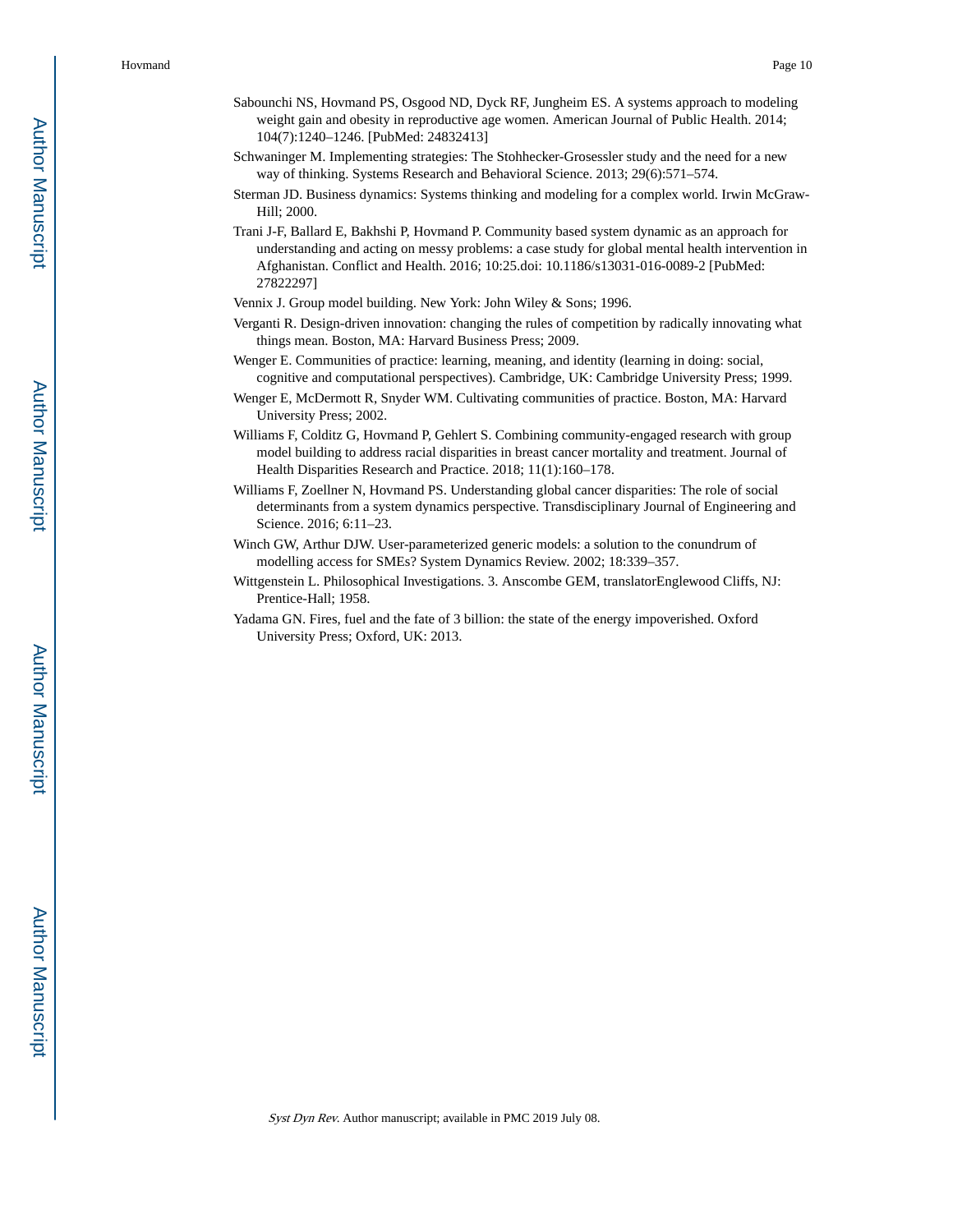Sabounchi NS, Hovmand PS, Osgood ND, Dyck RF, Jungheim ES. A systems approach to modeling weight gain and obesity in reproductive age women. American Journal of Public Health. 2014; 104(7):1240–1246. [PubMed: 24832413]

Schwaninger M. Implementing strategies: The Stohhecker-Grosessler study and the need for a new way of thinking. Systems Research and Behavioral Science. 2013; 29(6):571–574.

Sterman JD. Business dynamics: Systems thinking and modeling for a complex world. Irwin McGraw-Hill; 2000.

Trani J-F, Ballard E, Bakhshi P, Hovmand P. Community based system dynamic as an approach for understanding and acting on messy problems: a case study for global mental health intervention in Afghanistan. Conflict and Health. 2016; 10:25.doi: 10.1186/s13031-016-0089-2 [PubMed: 27822297]

Vennix J. Group model building. New York: John Wiley & Sons; 1996.

Verganti R. Design-driven innovation: changing the rules of competition by radically innovating what things mean. Boston, MA: Harvard Business Press; 2009.

Wenger E. Communities of practice: learning, meaning, and identity (learning in doing: social, cognitive and computational perspectives). Cambridge, UK: Cambridge University Press; 1999.

Wenger E, McDermott R, Snyder WM. Cultivating communities of practice. Boston, MA: Harvard University Press; 2002.

Williams F, Colditz G, Hovmand P, Gehlert S. Combining community-engaged research with group model building to address racial disparities in breast cancer mortality and treatment. Journal of Health Disparities Research and Practice. 2018; 11(1):160–178.

Williams F, Zoellner N, Hovmand PS. Understanding global cancer disparities: The role of social determinants from a system dynamics perspective. Transdisciplinary Journal of Engineering and Science. 2016; 6:11–23.

Winch GW, Arthur DJW. User-parameterized generic models: a solution to the conundrum of modelling access for SMEs? System Dynamics Review. 2002; 18:339–357.

Wittgenstein L. Philosophical Investigations. 3. Anscombe GEM, translatorEnglewood Cliffs, NJ: Prentice-Hall; 1958.

Yadama GN. Fires, fuel and the fate of 3 billion: the state of the energy impoverished. Oxford University Press; Oxford, UK: 2013.